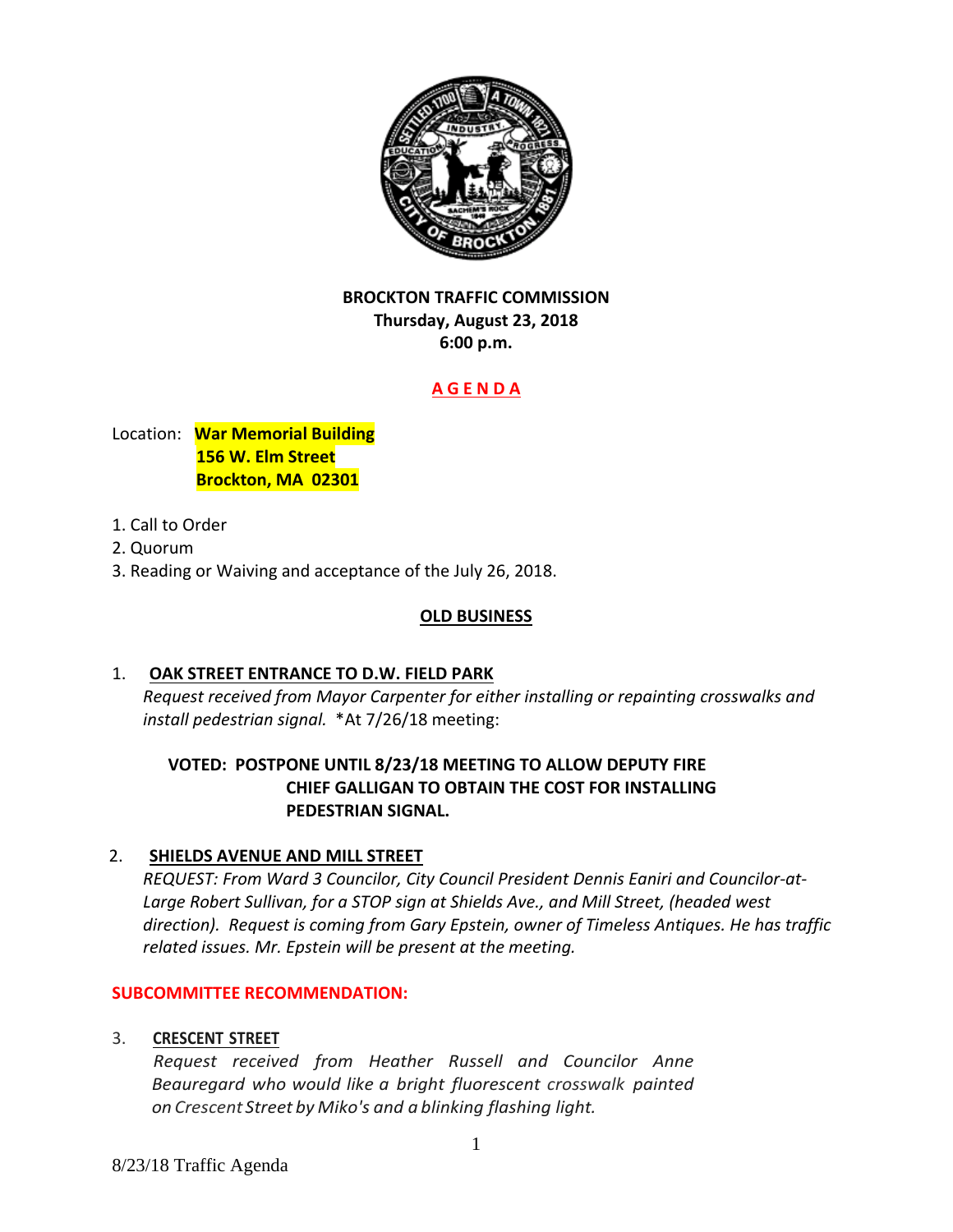**BROCKTON TRAFFIC COMMISSION**
**Thursday, August 23, 2018**
**6:00 p.m.**

## A G E N D A

Location: **War Memorial Building**
**156 W. Elm Street**
**Brockton, MA 02301**

1. Call to Order
2. Quorum
3. Reading or Waiving and acceptance of the July 26, 2018.

## OLD BUSINESS

1. **OAK STREET ENTRANCE TO D.W. FIELD PARK**
   *Request received from Mayor Carpenter for either installing or repainting crosswalks and install pedestrian signal.* *At 7/26/18 meeting:

   **VOTED: POSTPONE UNTIL 8/23/18 MEETING TO ALLOW DEPUTY FIRE CHIEF GALLIGAN TO OBTAIN THE COST FOR INSTALLING PEDESTRIAN SIGNAL.**

2. **SHIELDS AVENUE AND MILL STREET**
   *REQUEST: From Ward 3 Councilor, City Council President Dennis Eaniri and Councilor-at-Large Robert Sullivan, for a STOP sign at Shields Ave., and Mill Street, (headed west direction). Request is coming from Gary Epstein, owner of Timeless Antiques. He has traffic related issues. Mr. Epstein will be present at the meeting.*

**SUBCOMMITTEE RECOMMENDATION:**

3. **CRESCENT STREET**
   *Request received from Heather Russell and Councilor Anne Beauregard who would like a bright fluorescent crosswalk painted on Crescent Street by Miko's and a blinking flashing light.*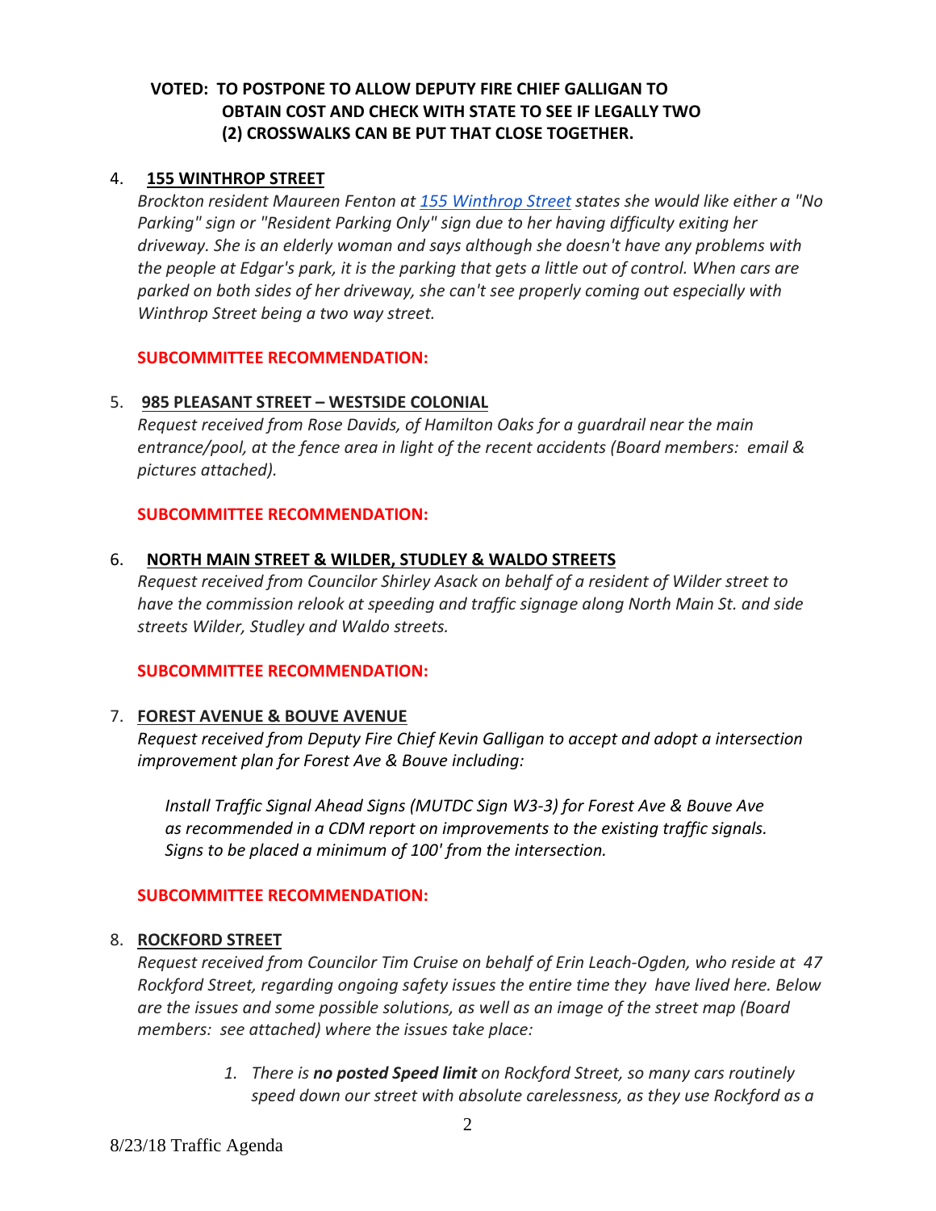**VOTED: TO POSTPONE TO ALLOW DEPUTY FIRE CHIEF GALLIGAN TO OBTAIN COST AND CHECK WITH STATE TO SEE IF LEGALLY TWO (2) CROSSWALKS CAN BE PUT THAT CLOSE TOGETHER.**

4. **155 WINTHROP STREET**

   *Brockton resident Maureen Fenton at 155 Winthrop Street states she would like either a "No Parking" sign or "Resident Parking Only" sign due to her having difficulty exiting her driveway. She is an elderly woman and says although she doesn't have any problems with the people at Edgar's park, it is the parking that gets a little out of control. When cars are parked on both sides of her driveway, she can't see properly coming out especially with Winthrop Street being a two way street.*

   **SUBCOMMITTEE RECOMMENDATION:**

5. **985 PLEASANT STREET – WESTSIDE COLONIAL**

   *Request received from Rose Davids, of Hamilton Oaks for a guardrail near the main entrance/pool, at the fence area in light of the recent accidents (Board members: email & pictures attached).*

   **SUBCOMMITTEE RECOMMENDATION:**

6. **NORTH MAIN STREET & WILDER, STUDLEY & WALDO STREETS**

   *Request received from Councilor Shirley Asack on behalf of a resident of Wilder street to have the commission relook at speeding and traffic signage along North Main St. and side streets Wilder, Studley and Waldo streets.*

   **SUBCOMMITTEE RECOMMENDATION:**

7. **FOREST AVENUE & BOUVE AVENUE**

   *Request received from Deputy Fire Chief Kevin Galligan to accept and adopt a intersection improvement plan for Forest Ave & Bouve including:*

   > *Install Traffic Signal Ahead Signs (MUTDC Sign W3-3) for Forest Ave & Bouve Ave as recommended in a CDM report on improvements to the existing traffic signals. Signs to be placed a minimum of 100' from the intersection.*

   **SUBCOMMITTEE RECOMMENDATION:**

8. **ROCKFORD STREET**

   *Request received from Councilor Tim Cruise on behalf of Erin Leach-Ogden, who reside at 47 Rockford Street, regarding ongoing safety issues the entire time they have lived here. Below are the issues and some possible solutions, as well as an image of the street map (Board members: see attached) where the issues take place:*

   1. *There is **no posted Speed limit** on Rockford Street, so many cars routinely speed down our street with absolute carelessness, as they use Rockford as a*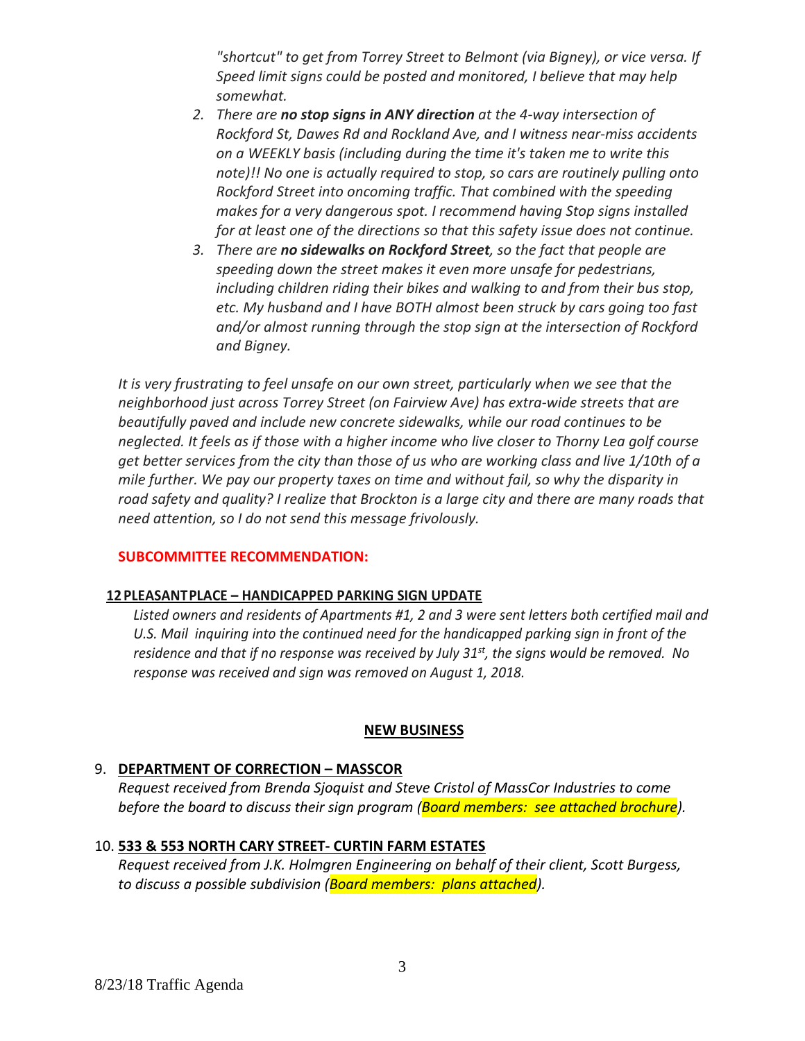*"shortcut" to get from Torrey Street to Belmont (via Bigney), or vice versa. If Speed limit signs could be posted and monitored, I believe that may help somewhat.*

2. *There are **no stop signs in ANY direction** at the 4-way intersection of Rockford St, Dawes Rd and Rockland Ave, and I witness near-miss accidents on a WEEKLY basis (including during the time it's taken me to write this note)!! No one is actually required to stop, so cars are routinely pulling onto Rockford Street into oncoming traffic. That combined with the speeding makes for a very dangerous spot. I recommend having Stop signs installed for at least one of the directions so that this safety issue does not continue.*
3. *There are **no sidewalks on Rockford Street**, so the fact that people are speeding down the street makes it even more unsafe for pedestrians, including children riding their bikes and walking to and from their bus stop, etc. My husband and I have BOTH almost been struck by cars going too fast and/or almost running through the stop sign at the intersection of Rockford and Bigney.*

*It is very frustrating to feel unsafe on our own street, particularly when we see that the neighborhood just across Torrey Street (on Fairview Ave) has extra-wide streets that are beautifully paved and include new concrete sidewalks, while our road continues to be neglected. It feels as if those with a higher income who live closer to Thorny Lea golf course get better services from the city than those of us who are working class and live 1/10th of a mile further. We pay our property taxes on time and without fail, so why the disparity in road safety and quality? I realize that Brockton is a large city and there are many roads that need attention, so I do not send this message frivolously.*

**SUBCOMMITTEE RECOMMENDATION:**

**12 PLEASANT PLACE – HANDICAPPED PARKING SIGN UPDATE**

*Listed owners and residents of Apartments #1, 2 and 3 were sent letters both certified mail and U.S. Mail inquiring into the continued need for the handicapped parking sign in front of the residence and that if no response was received by July 31st, the signs would be removed. No response was received and sign was removed on August 1, 2018.*

## NEW BUSINESS

9. **DEPARTMENT OF CORRECTION – MASSCOR**
*Request received from Brenda Sjoquist and Steve Cristol of MassCor Industries to come before the board to discuss their sign program (Board members: see attached brochure).*

10. **533 & 553 NORTH CARY STREET- CURTIN FARM ESTATES**
*Request received from J.K. Holmgren Engineering on behalf of their client, Scott Burgess, to discuss a possible subdivision (Board members: plans attached).*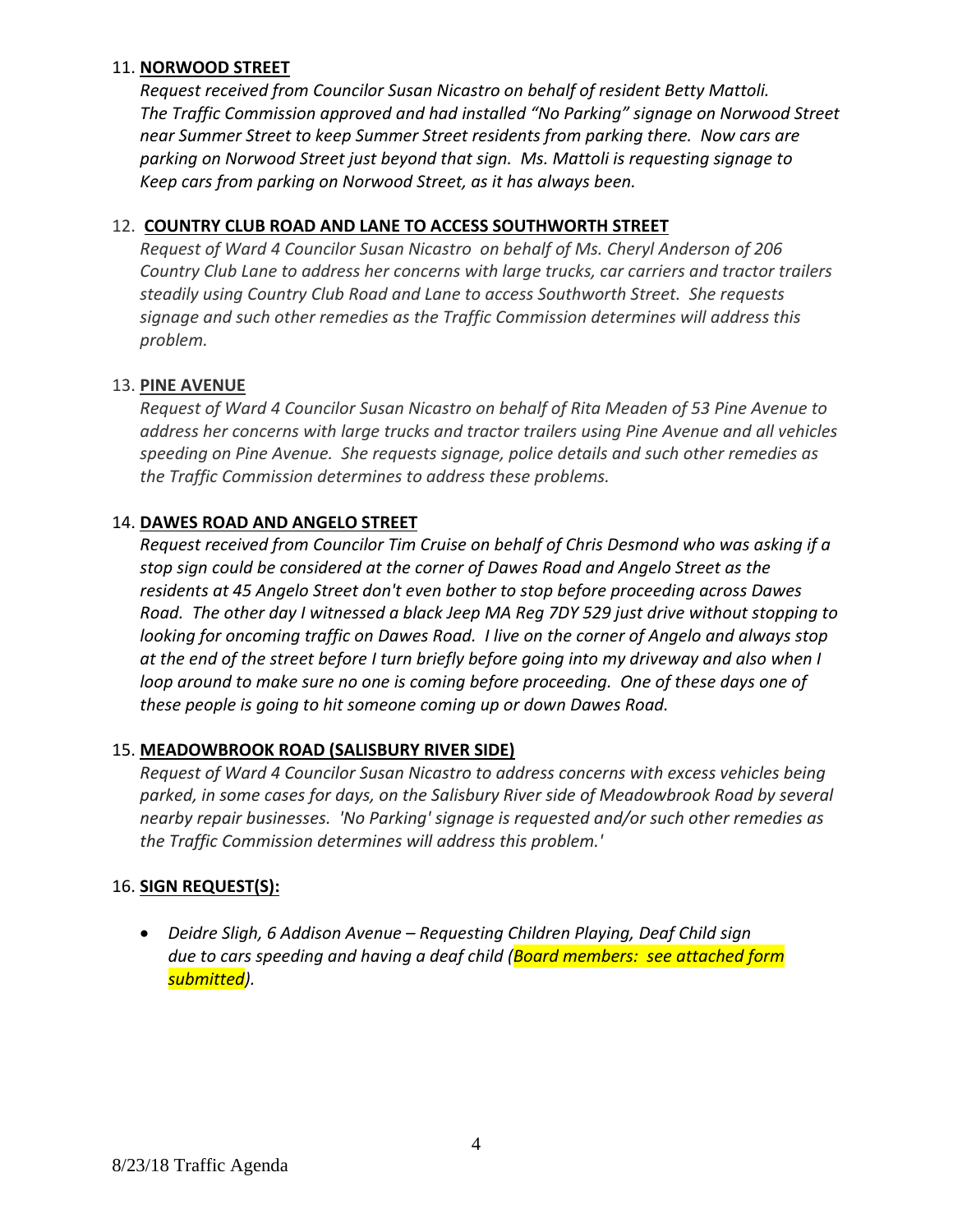11. **NORWOOD STREET**

    *Request received from Councilor Susan Nicastro on behalf of resident Betty Mattoli. The Traffic Commission approved and had installed "No Parking" signage on Norwood Street near Summer Street to keep Summer Street residents from parking there. Now cars are parking on Norwood Street just beyond that sign. Ms. Mattoli is requesting signage to Keep cars from parking on Norwood Street, as it has always been.*

12. **COUNTRY CLUB ROAD AND LANE TO ACCESS SOUTHWORTH STREET**

    *Request of Ward 4 Councilor Susan Nicastro on behalf of Ms. Cheryl Anderson of 206 Country Club Lane to address her concerns with large trucks, car carriers and tractor trailers steadily using Country Club Road and Lane to access Southworth Street. She requests signage and such other remedies as the Traffic Commission determines will address this problem.*

13. **PINE AVENUE**

    *Request of Ward 4 Councilor Susan Nicastro on behalf of Rita Meaden of 53 Pine Avenue to address her concerns with large trucks and tractor trailers using Pine Avenue and all vehicles speeding on Pine Avenue. She requests signage, police details and such other remedies as the Traffic Commission determines to address these problems.*

14. **DAWES ROAD AND ANGELO STREET**

    *Request received from Councilor Tim Cruise on behalf of Chris Desmond who was asking if a stop sign could be considered at the corner of Dawes Road and Angelo Street as the residents at 45 Angelo Street don't even bother to stop before proceeding across Dawes Road. The other day I witnessed a black Jeep MA Reg 7DY 529 just drive without stopping to looking for oncoming traffic on Dawes Road. I live on the corner of Angelo and always stop at the end of the street before I turn briefly before going into my driveway and also when I loop around to make sure no one is coming before proceeding. One of these days one of these people is going to hit someone coming up or down Dawes Road.*

15. **MEADOWBROOK ROAD (SALISBURY RIVER SIDE)**

    *Request of Ward 4 Councilor Susan Nicastro to address concerns with excess vehicles being parked, in some cases for days, on the Salisbury River side of Meadowbrook Road by several nearby repair businesses. 'No Parking' signage is requested and/or such other remedies as the Traffic Commission determines will address this problem.'*

16. **SIGN REQUEST(S):**

    - *Deidre Sligh, 6 Addison Avenue – Requesting Children Playing, Deaf Child sign due to cars speeding and having a deaf child (Board members: see attached form submitted).*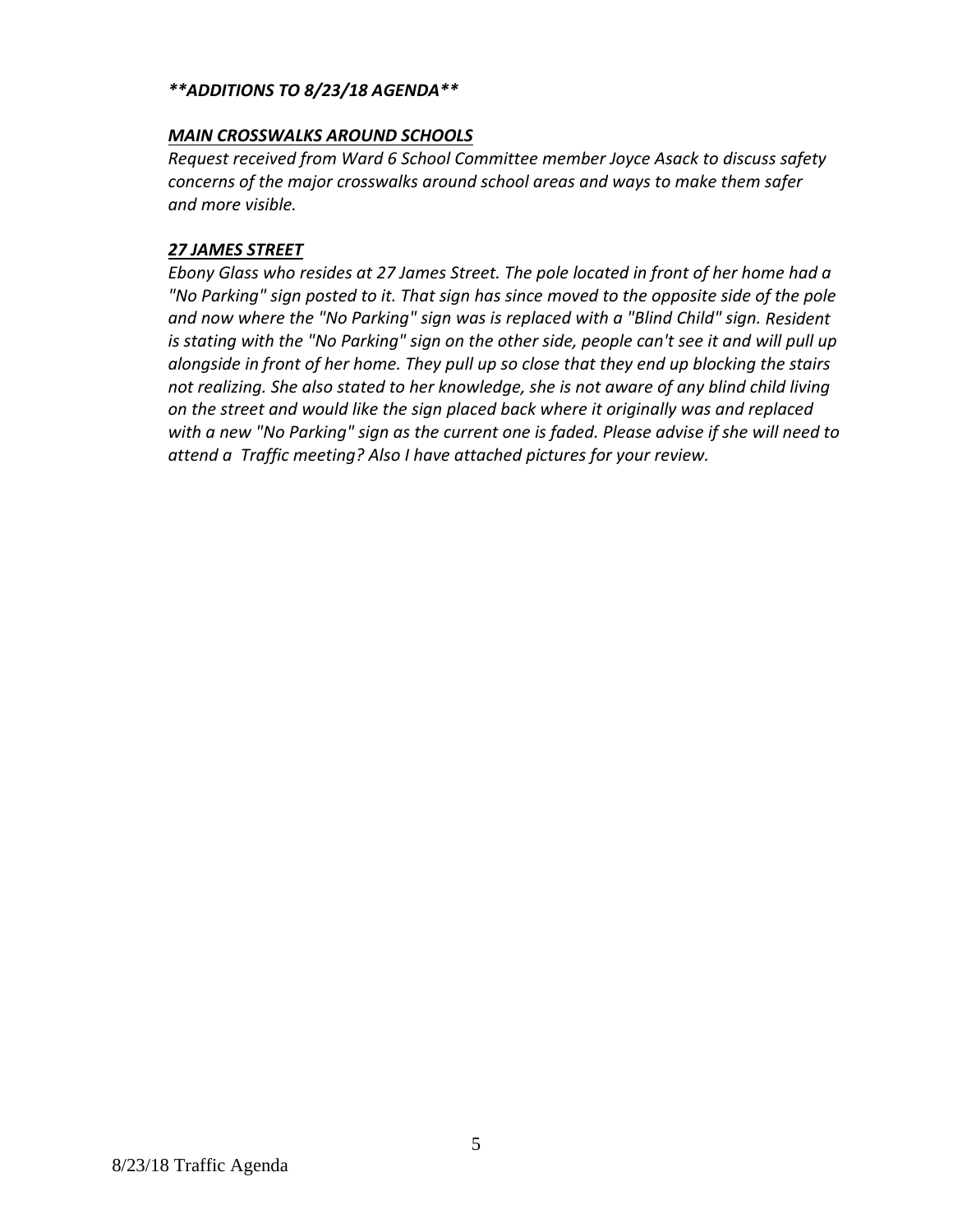***\*\*ADDITIONS TO 8/23/18 AGENDA\*\****

***MAIN CROSSWALKS AROUND SCHOOLS***

*Request received from Ward 6 School Committee member Joyce Asack to discuss safety concerns of the major crosswalks around school areas and ways to make them safer and more visible.*

***27 JAMES STREET***

*Ebony Glass who resides at 27 James Street. The pole located in front of her home had a "No Parking" sign posted to it. That sign has since moved to the opposite side of the pole and now where the "No Parking" sign was is replaced with a "Blind Child" sign. Resident is stating with the "No Parking" sign on the other side, people can't see it and will pull up alongside in front of her home. They pull up so close that they end up blocking the stairs not realizing. She also stated to her knowledge, she is not aware of any blind child living on the street and would like the sign placed back where it originally was and replaced with a new "No Parking" sign as the current one is faded. Please advise if she will need to attend a Traffic meeting? Also I have attached pictures for your review.*